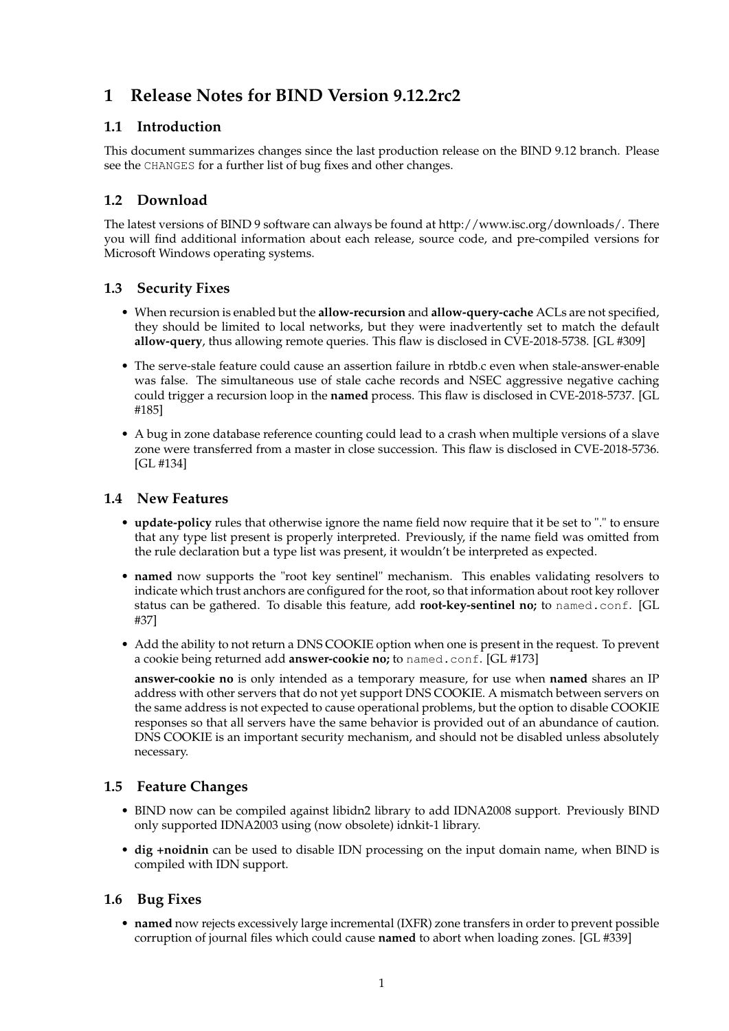# 1 Release Notes for BIND Version 9.12.2rc2

## 1.1 Introduction

This document summarizes changes since the last production release on the BIND 9.12 branch. Please see the `CHANGES` for a further list of bug fixes and other changes.

## 1.2 Download

The latest versions of BIND 9 software can always be found at http://www.isc.org/downloads/. There you will find additional information about each release, source code, and pre-compiled versions for Microsoft Windows operating systems.

## 1.3 Security Fixes

- When recursion is enabled but the **allow-recursion** and **allow-query-cache** ACLs are not specified, they should be limited to local networks, but they were inadvertently set to match the default **allow-query**, thus allowing remote queries. This flaw is disclosed in CVE-2018-5738. [GL #309]
- The serve-stale feature could cause an assertion failure in rbtdb.c even when stale-answer-enable was false. The simultaneous use of stale cache records and NSEC aggressive negative caching could trigger a recursion loop in the **named** process. This flaw is disclosed in CVE-2018-5737. [GL #185]
- A bug in zone database reference counting could lead to a crash when multiple versions of a slave zone were transferred from a master in close succession. This flaw is disclosed in CVE-2018-5736. [GL #134]

## 1.4 New Features

- **update-policy** rules that otherwise ignore the name field now require that it be set to "." to ensure that any type list present is properly interpreted. Previously, if the name field was omitted from the rule declaration but a type list was present, it wouldn't be interpreted as expected.
- **named** now supports the "root key sentinel" mechanism. This enables validating resolvers to indicate which trust anchors are configured for the root, so that information about root key rollover status can be gathered. To disable this feature, add **root-key-sentinel no;** to `named.conf`. [GL #37]
- Add the ability to not return a DNS COOKIE option when one is present in the request. To prevent a cookie being returned add **answer-cookie no;** to `named.conf`. [GL #173]

  **answer-cookie no** is only intended as a temporary measure, for use when **named** shares an IP address with other servers that do not yet support DNS COOKIE. A mismatch between servers on the same address is not expected to cause operational problems, but the option to disable COOKIE responses so that all servers have the same behavior is provided out of an abundance of caution. DNS COOKIE is an important security mechanism, and should not be disabled unless absolutely necessary.

## 1.5 Feature Changes

- BIND now can be compiled against libidn2 library to add IDNA2008 support. Previously BIND only supported IDNA2003 using (now obsolete) idnkit-1 library.
- **dig +noidnin** can be used to disable IDN processing on the input domain name, when BIND is compiled with IDN support.

## 1.6 Bug Fixes

- **named** now rejects excessively large incremental (IXFR) zone transfers in order to prevent possible corruption of journal files which could cause **named** to abort when loading zones. [GL #339]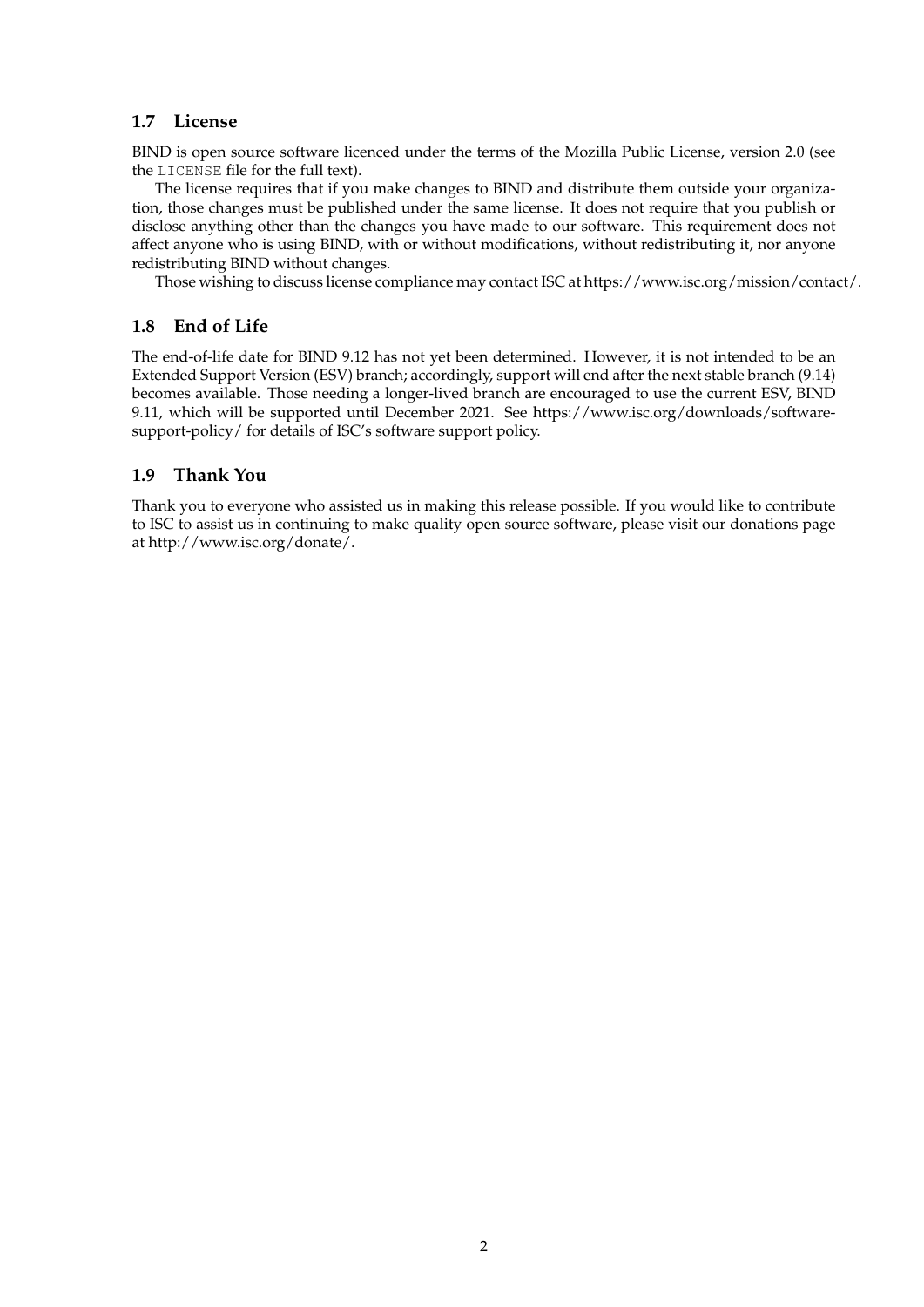## 1.7 License

BIND is open source software licenced under the terms of the Mozilla Public License, version 2.0 (see the `LICENSE` file for the full text).

The license requires that if you make changes to BIND and distribute them outside your organization, those changes must be published under the same license. It does not require that you publish or disclose anything other than the changes you have made to our software. This requirement does not affect anyone who is using BIND, with or without modifications, without redistributing it, nor anyone redistributing BIND without changes.

Those wishing to discuss license compliance may contact ISC at https://www.isc.org/mission/contact/.

## 1.8 End of Life

The end-of-life date for BIND 9.12 has not yet been determined. However, it is not intended to be an Extended Support Version (ESV) branch; accordingly, support will end after the next stable branch (9.14) becomes available. Those needing a longer-lived branch are encouraged to use the current ESV, BIND 9.11, which will be supported until December 2021. See https://www.isc.org/downloads/software-support-policy/ for details of ISC's software support policy.

## 1.9 Thank You

Thank you to everyone who assisted us in making this release possible. If you would like to contribute to ISC to assist us in continuing to make quality open source software, please visit our donations page at http://www.isc.org/donate/.